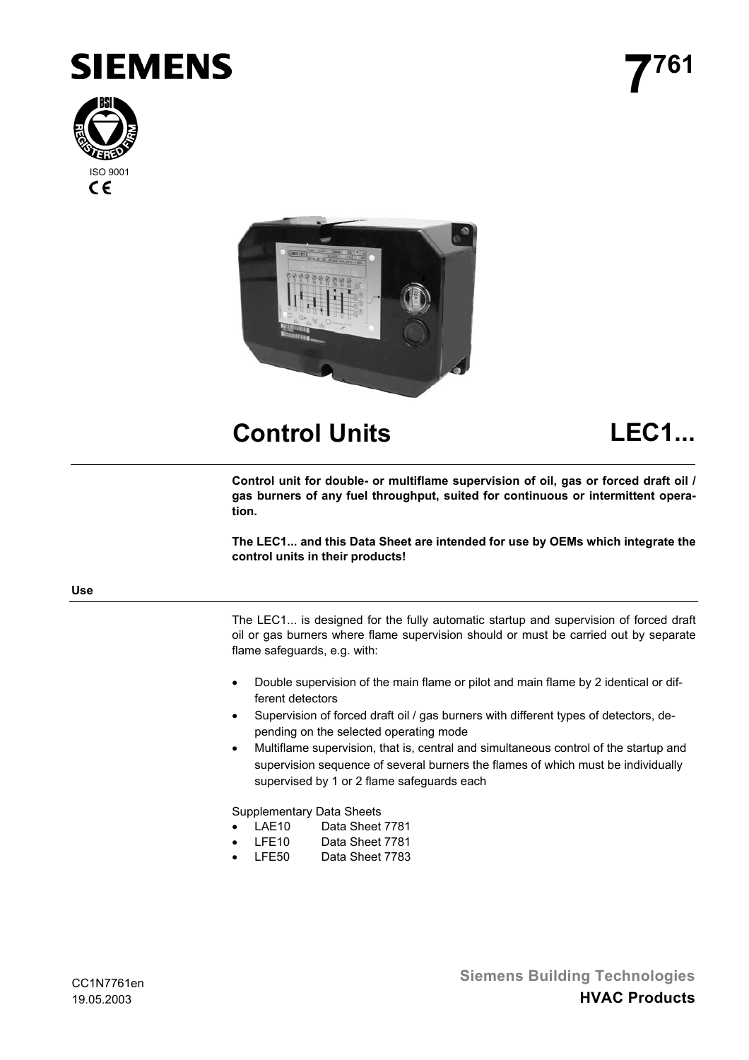SIEMENS

# 7761

ISO 9001

# Control Units LEC1...

**Control unit for double- or multiflame supervision of oil, gas or forced draft oil / gas burners of any fuel throughput, suited for continuous or intermittent operation.**

**The LEC1... and this Data Sheet are intended for use by OEMs which integrate the control units in their products!**

## Use

The LEC1... is designed for the fully automatic startup and supervision of forced draft oil or gas burners where flame supervision should or must be carried out by separate flame safeguards, e.g. with:

- Double supervision of the main flame or pilot and main flame by 2 identical or different detectors
- Supervision of forced draft oil / gas burners with different types of detectors, depending on the selected operating mode
- Multiflame supervision, that is, central and simultaneous control of the startup and supervision sequence of several burners the flames of which must be individually supervised by 1 or 2 flame safeguards each

Supplementary Data Sheets

- LAE10 Data Sheet 7781
- LFE10 Data Sheet 7781
- LFE50 Data Sheet 7783

CC1N7761en
19.05.2003

Siemens Building Technologies
**HVAC Products**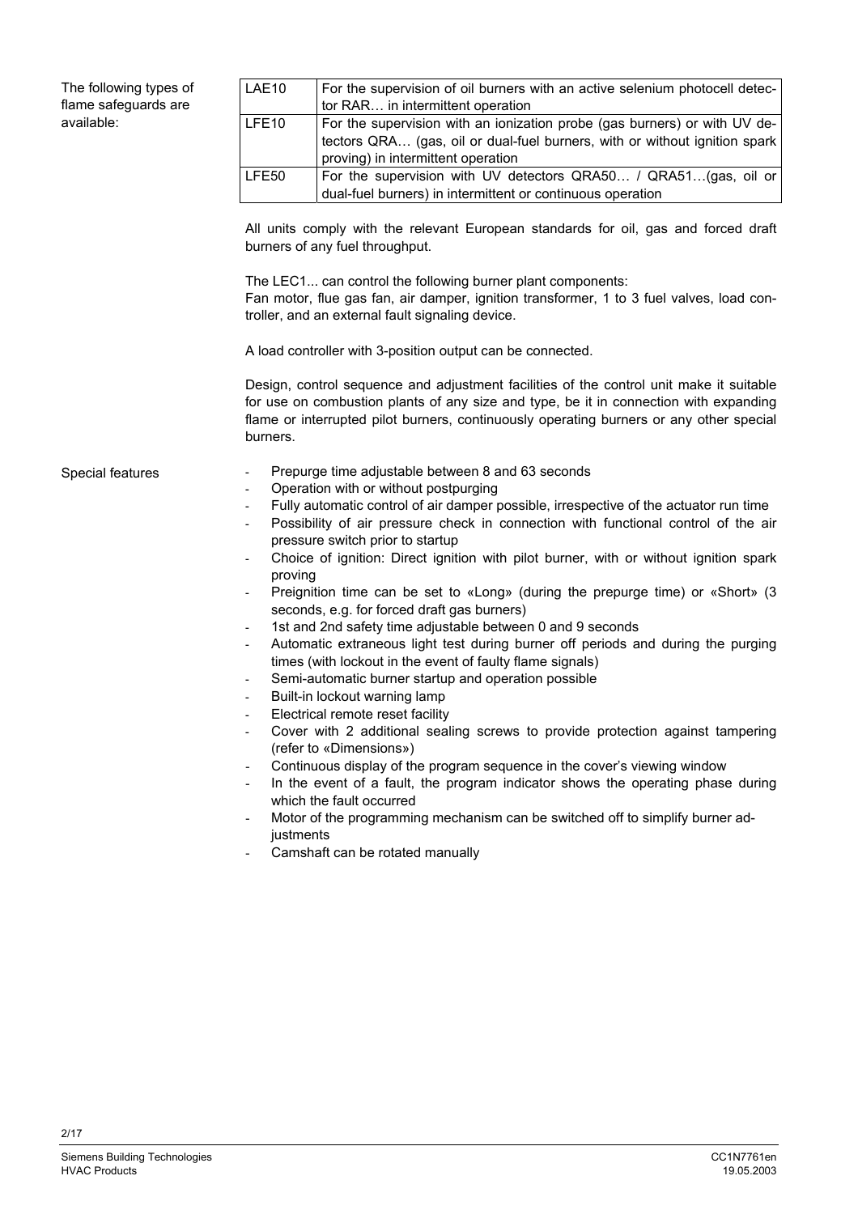The following types of flame safeguards are available:

| | |
|---|---|
| LAE10 | For the supervision of oil burners with an active selenium photocell detector RAR… in intermittent operation |
| LFE10 | For the supervision with an ionization probe (gas burners) or with UV detectors QRA… (gas, oil or dual-fuel burners, with or without ignition spark proving) in intermittent operation |
| LFE50 | For the supervision with UV detectors QRA50… / QRA51…(gas, oil or dual-fuel burners) in intermittent or continuous operation |

All units comply with the relevant European standards for oil, gas and forced draft burners of any fuel throughput.

The LEC1... can control the following burner plant components:
Fan motor, flue gas fan, air damper, ignition transformer, 1 to 3 fuel valves, load controller, and an external fault signaling device.

A load controller with 3-position output can be connected.

Design, control sequence and adjustment facilities of the control unit make it suitable for use on combustion plants of any size and type, be it in connection with expanding flame or interrupted pilot burners, continuously operating burners or any other special burners.

Special features

- Prepurge time adjustable between 8 and 63 seconds
- Operation with or without postpurging
- Fully automatic control of air damper possible, irrespective of the actuator run time
- Possibility of air pressure check in connection with functional control of the air pressure switch prior to startup
- Choice of ignition: Direct ignition with pilot burner, with or without ignition spark proving
- Preignition time can be set to «Long» (during the prepurge time) or «Short» (3 seconds, e.g. for forced draft gas burners)
- 1st and 2nd safety time adjustable between 0 and 9 seconds
- Automatic extraneous light test during burner off periods and during the purging times (with lockout in the event of faulty flame signals)
- Semi-automatic burner startup and operation possible
- Built-in lockout warning lamp
- Electrical remote reset facility
- Cover with 2 additional sealing screws to provide protection against tampering (refer to «Dimensions»)
- Continuous display of the program sequence in the cover's viewing window
- In the event of a fault, the program indicator shows the operating phase during which the fault occurred
- Motor of the programming mechanism can be switched off to simplify burner adjustments
- Camshaft can be rotated manually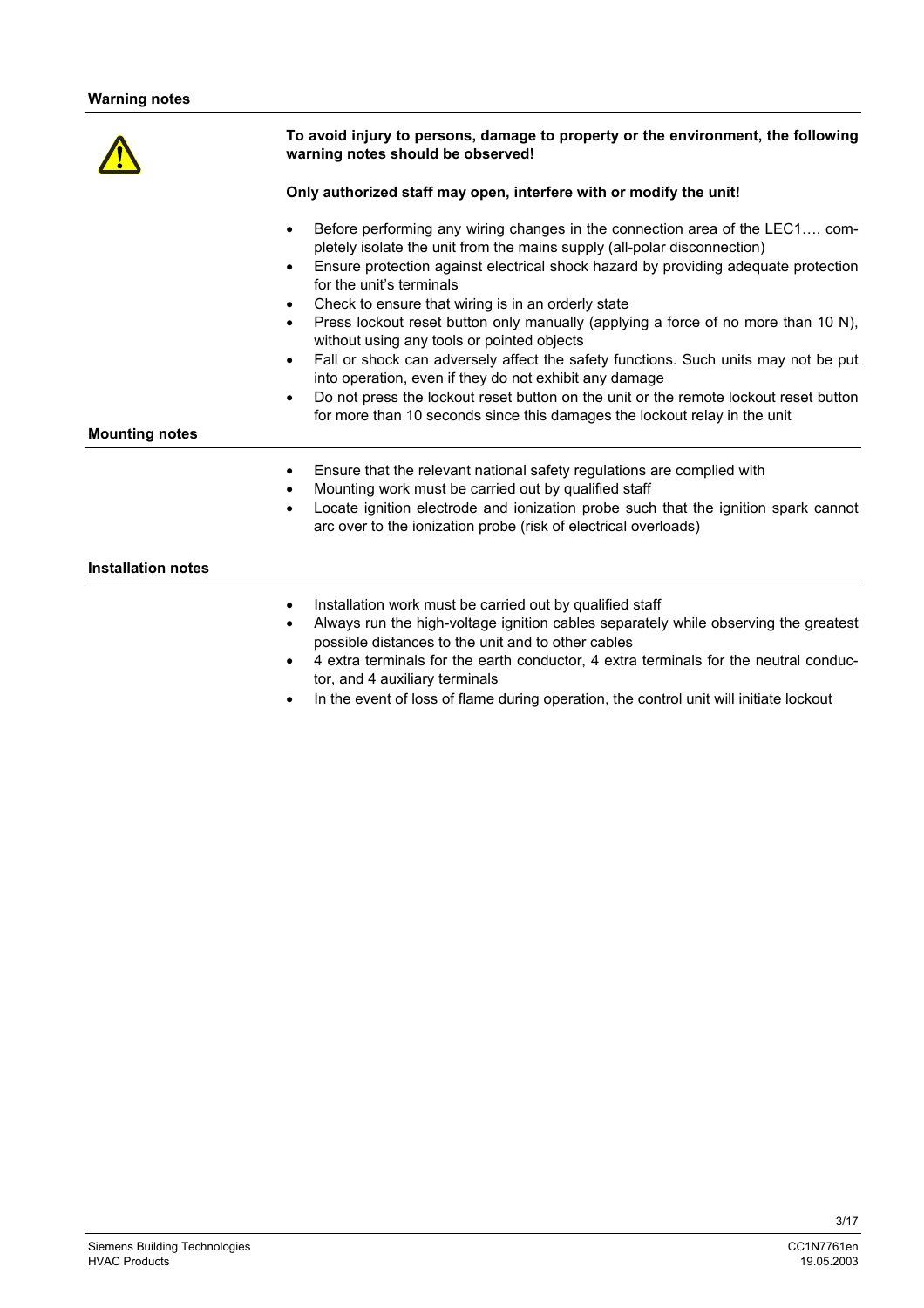## Warning notes

**To avoid injury to persons, damage to property or the environment, the following warning notes should be observed!**

**Only authorized staff may open, interfere with or modify the unit!**

- Before performing any wiring changes in the connection area of the LEC1…, completely isolate the unit from the mains supply (all-polar disconnection)
- Ensure protection against electrical shock hazard by providing adequate protection for the unit's terminals
- Check to ensure that wiring is in an orderly state
- Press lockout reset button only manually (applying a force of no more than 10 N), without using any tools or pointed objects
- Fall or shock can adversely affect the safety functions. Such units may not be put into operation, even if they do not exhibit any damage
- Do not press the lockout reset button on the unit or the remote lockout reset button for more than 10 seconds since this damages the lockout relay in the unit

## Mounting notes

- Ensure that the relevant national safety regulations are complied with
- Mounting work must be carried out by qualified staff
- Locate ignition electrode and ionization probe such that the ignition spark cannot arc over to the ionization probe (risk of electrical overloads)

## Installation notes

- Installation work must be carried out by qualified staff
- Always run the high-voltage ignition cables separately while observing the greatest possible distances to the unit and to other cables
- 4 extra terminals for the earth conductor, 4 extra terminals for the neutral conductor, and 4 auxiliary terminals
- In the event of loss of flame during operation, the control unit will initiate lockout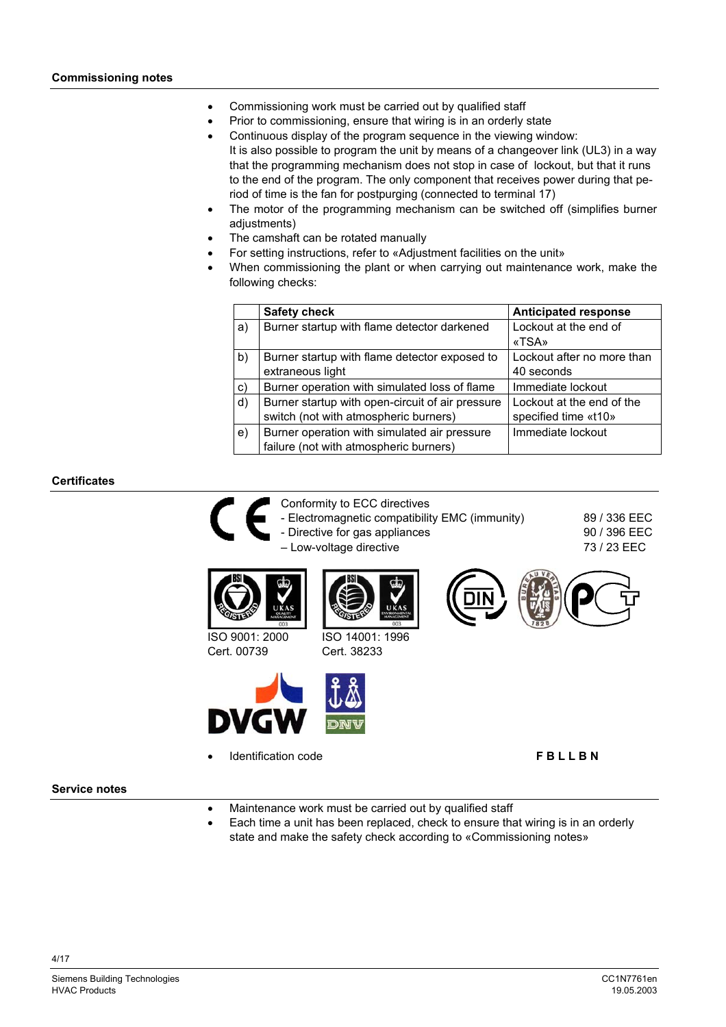## Commissioning notes

- Commissioning work must be carried out by qualified staff
- Prior to commissioning, ensure that wiring is in an orderly state
- Continuous display of the program sequence in the viewing window:
  It is also possible to program the unit by means of a changeover link (UL3) in a way that the programming mechanism does not stop in case of lockout, but that it runs to the end of the program. The only component that receives power during that period of time is the fan for postpurging (connected to terminal 17)
- The motor of the programming mechanism can be switched off (simplifies burner adjustments)
- The camshaft can be rotated manually
- For setting instructions, refer to «Adjustment facilities on the unit»
- When commissioning the plant or when carrying out maintenance work, make the following checks:

| | Safety check | Anticipated response |
|---|---|---|
| a) | Burner startup with flame detector darkened | Lockout at the end of «TSA» |
| b) | Burner startup with flame detector exposed to extraneous light | Lockout after no more than 40 seconds |
| c) | Burner operation with simulated loss of flame | Immediate lockout |
| d) | Burner startup with open-circuit of air pressure switch (not with atmospheric burners) | Lockout at the end of the specified time «t10» |
| e) | Burner operation with simulated air pressure failure (not with atmospheric burners) | Immediate lockout |

## Certificates

Conformity to ECC directives

- Electromagnetic compatibility EMC (immunity) 89 / 336 EEC
- Directive for gas appliances 90 / 396 EEC
- Low-voltage directive 73 / 23 EEC

ISO 9001: 2000
Cert. 00739

ISO 14001: 1996
Cert. 38233

- Identification code **F B L L B N**

## Service notes

- Maintenance work must be carried out by qualified staff
- Each time a unit has been replaced, check to ensure that wiring is in an orderly state and make the safety check according to «Commissioning notes»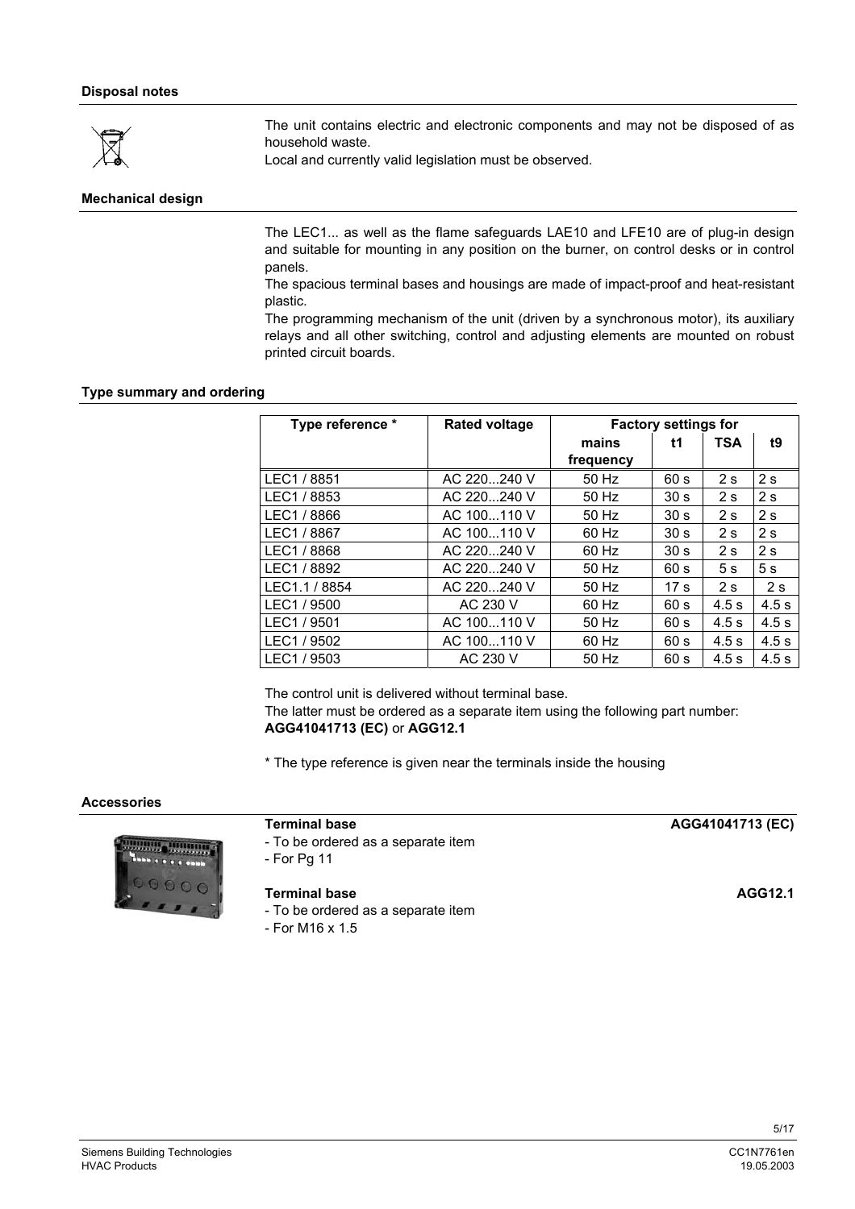## Disposal notes

The unit contains electric and electronic components and may not be disposed of as household waste.
Local and currently valid legislation must be observed.

## Mechanical design

The LEC1... as well as the flame safeguards LAE10 and LFE10 are of plug-in design and suitable for mounting in any position on the burner, on control desks or in control panels.
The spacious terminal bases and housings are made of impact-proof and heat-resistant plastic.
The programming mechanism of the unit (driven by a synchronous motor), its auxiliary relays and all other switching, control and adjusting elements are mounted on robust printed circuit boards.

## Type summary and ordering

| Type reference * | Rated voltage | Factory settings for | | | |
|---|---|---|---|---|---|
| | | mains frequency | t1 | TSA | t9 |
| LEC1 / 8851 | AC 220...240 V | 50 Hz | 60 s | 2 s | 2 s |
| LEC1 / 8853 | AC 220...240 V | 50 Hz | 30 s | 2 s | 2 s |
| LEC1 / 8866 | AC 100...110 V | 50 Hz | 30 s | 2 s | 2 s |
| LEC1 / 8867 | AC 100...110 V | 60 Hz | 30 s | 2 s | 2 s |
| LEC1 / 8868 | AC 220...240 V | 60 Hz | 30 s | 2 s | 2 s |
| LEC1 / 8892 | AC 220...240 V | 50 Hz | 60 s | 5 s | 5 s |
| LEC1.1 / 8854 | AC 220...240 V | 50 Hz | 17 s | 2 s | 2 s |
| LEC1 / 9500 | AC 230 V | 60 Hz | 60 s | 4.5 s | 4.5 s |
| LEC1 / 9501 | AC 100...110 V | 50 Hz | 60 s | 4.5 s | 4.5 s |
| LEC1 / 9502 | AC 100...110 V | 60 Hz | 60 s | 4.5 s | 4.5 s |
| LEC1 / 9503 | AC 230 V | 50 Hz | 60 s | 4.5 s | 4.5 s |

The control unit is delivered without terminal base.
The latter must be ordered as a separate item using the following part number:
**AGG41041713 (EC)** or **AGG12.1**

* The type reference is given near the terminals inside the housing

## Accessories

**Terminal base** **AGG41041713 (EC)**
- To be ordered as a separate item
- For Pg 11

**Terminal base** **AGG12.1**
- To be ordered as a separate item
- For M16 x 1.5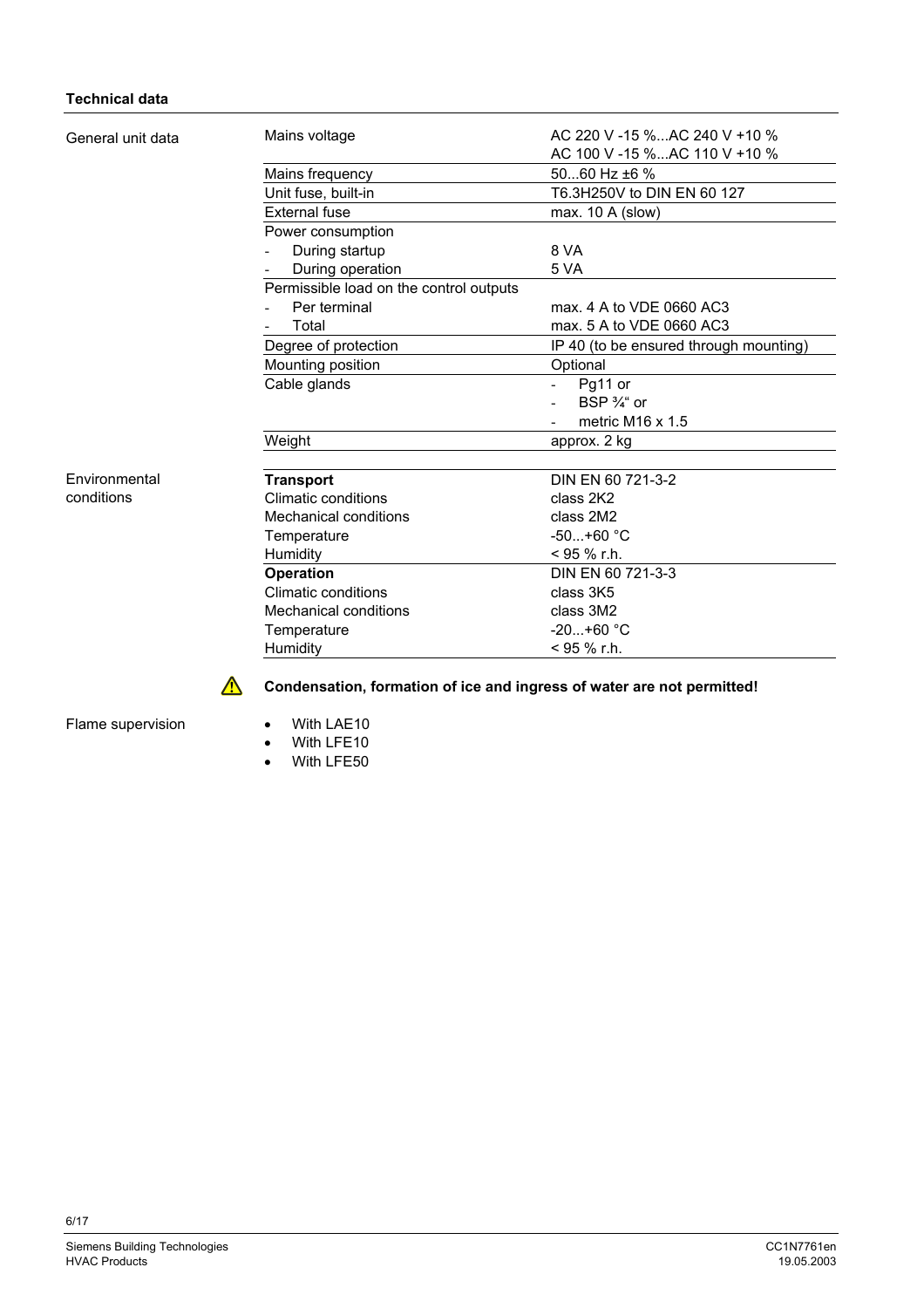## Technical data

**General unit data**

| | |
|---|---|
| Mains voltage | AC 220 V -15 %...AC 240 V +10 %<br>AC 100 V -15 %...AC 110 V +10 % |
| Mains frequency | 50...60 Hz ±6 % |
| Unit fuse, built-in | T6.3H250V to DIN EN 60 127 |
| External fuse | max. 10 A (slow) |
| Power consumption | |
| - During startup | 8 VA |
| - During operation | 5 VA |
| Permissible load on the control outputs | |
| - Per terminal | max. 4 A to VDE 0660 AC3 |
| - Total | max. 5 A to VDE 0660 AC3 |
| Degree of protection | IP 40 (to be ensured through mounting) |
| Mounting position | Optional |
| Cable glands | - Pg11 or<br>- BSP ¾" or<br>- metric M16 x 1.5 |
| Weight | approx. 2 kg |

**Environmental conditions**

| | |
|---|---|
| **Transport** | DIN EN 60 721-3-2 |
| Climatic conditions | class 2K2 |
| Mechanical conditions | class 2M2 |
| Temperature | -50...+60 °C |
| Humidity | < 95 % r.h. |
| **Operation** | DIN EN 60 721-3-3 |
| Climatic conditions | class 3K5 |
| Mechanical conditions | class 3M2 |
| Temperature | -20...+60 °C |
| Humidity | < 95 % r.h. |

⚠ **Condensation, formation of ice and ingress of water are not permitted!**

**Flame supervision**

- With LAE10
- With LFE10
- With LFE50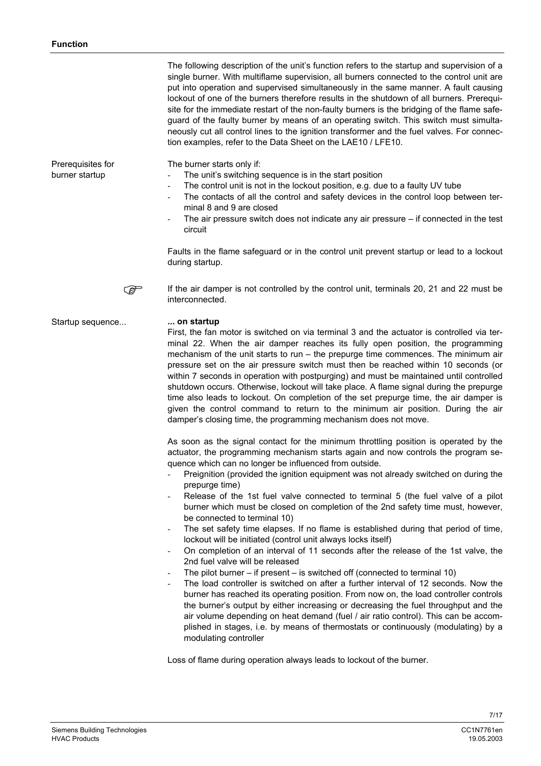## Function

The following description of the unit's function refers to the startup and supervision of a single burner. With multiflame supervision, all burners connected to the control unit are put into operation and supervised simultaneously in the same manner. A fault causing lockout of one of the burners therefore results in the shutdown of all burners. Prerequisite for the immediate restart of the non-faulty burners is the bridging of the flame safeguard of the faulty burner by means of an operating switch. This switch must simultaneously cut all control lines to the ignition transformer and the fuel valves. For connection examples, refer to the Data Sheet on the LAE10 / LFE10.

### Prerequisites for burner startup

The burner starts only if:

- The unit's switching sequence is in the start position
- The control unit is not in the lockout position, e.g. due to a faulty UV tube
- The contacts of all the control and safety devices in the control loop between terminal 8 and 9 are closed
- The air pressure switch does not indicate any air pressure – if connected in the test circuit

Faults in the flame safeguard or in the control unit prevent startup or lead to a lockout during startup.

☞ If the air damper is not controlled by the control unit, terminals 20, 21 and 22 must be interconnected.

### Startup sequence...

**... on startup**

First, the fan motor is switched on via terminal 3 and the actuator is controlled via terminal 22. When the air damper reaches its fully open position, the programming mechanism of the unit starts to run – the prepurge time commences. The minimum air pressure set on the air pressure switch must then be reached within 10 seconds (or within 7 seconds in operation with postpurging) and must be maintained until controlled shutdown occurs. Otherwise, lockout will take place. A flame signal during the prepurge time also leads to lockout. On completion of the set prepurge time, the air damper is given the control command to return to the minimum air position. During the air damper's closing time, the programming mechanism does not move.

As soon as the signal contact for the minimum throttling position is operated by the actuator, the programming mechanism starts again and now controls the program sequence which can no longer be influenced from outside.

- Preignition (provided the ignition equipment was not already switched on during the prepurge time)
- Release of the 1st fuel valve connected to terminal 5 (the fuel valve of a pilot burner which must be closed on completion of the 2nd safety time must, however, be connected to terminal 10)
- The set safety time elapses. If no flame is established during that period of time, lockout will be initiated (control unit always locks itself)
- On completion of an interval of 11 seconds after the release of the 1st valve, the 2nd fuel valve will be released
- The pilot burner – if present – is switched off (connected to terminal 10)
- The load controller is switched on after a further interval of 12 seconds. Now the burner has reached its operating position. From now on, the load controller controls the burner's output by either increasing or decreasing the fuel throughput and the air volume depending on heat demand (fuel / air ratio control). This can be accomplished in stages, i.e. by means of thermostats or continuously (modulating) by a modulating controller

Loss of flame during operation always leads to lockout of the burner.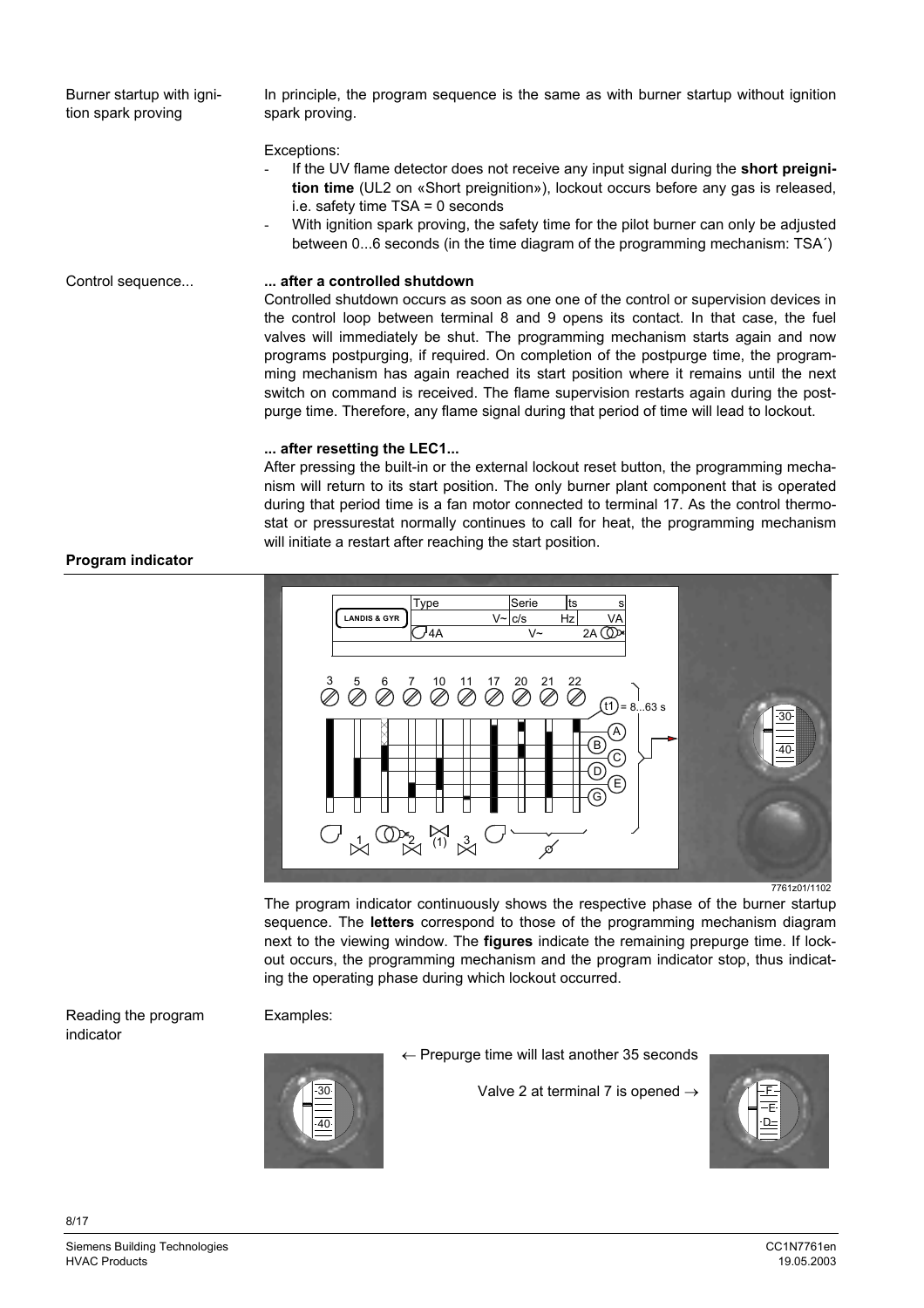**Burner startup with ignition spark proving**

In principle, the program sequence is the same as with burner startup without ignition spark proving.

Exceptions:

- If the UV flame detector does not receive any input signal during the **short preignition time** (UL2 on «Short preignition»), lockout occurs before any gas is released, i.e. safety time TSA = 0 seconds
- With ignition spark proving, the safety time for the pilot burner can only be adjusted between 0...6 seconds (in the time diagram of the programming mechanism: TSA´)

**Control sequence...**

**... after a controlled shutdown**

Controlled shutdown occurs as soon as one one of the control or supervision devices in the control loop between terminal 8 and 9 opens its contact. In that case, the fuel valves will immediately be shut. The programming mechanism starts again and now programs postpurging, if required. On completion of the postpurge time, the programming mechanism has again reached its start position where it remains until the next switch on command is received. The flame supervision restarts again during the postpurge time. Therefore, any flame signal during that period of time will lead to lockout.

**... after resetting the LEC1...**

After pressing the built-in or the external lockout reset button, the programming mechanism will return to its start position. The only burner plant component that is operated during that period time is a fan motor connected to terminal 17. As the control thermostat or pressurestat normally continues to call for heat, the programming mechanism will initiate a restart after reaching the start position.

## Program indicator

7761z01/1102

The program indicator continuously shows the respective phase of the burner startup sequence. The **letters** correspond to those of the programming mechanism diagram next to the viewing window. The **figures** indicate the remaining prepurge time. If lockout occurs, the programming mechanism and the program indicator stop, thus indicating the operating phase during which lockout occurred.

**Reading the program indicator**

Examples:

← Prepurge time will last another 35 seconds

Valve 2 at terminal 7 is opened →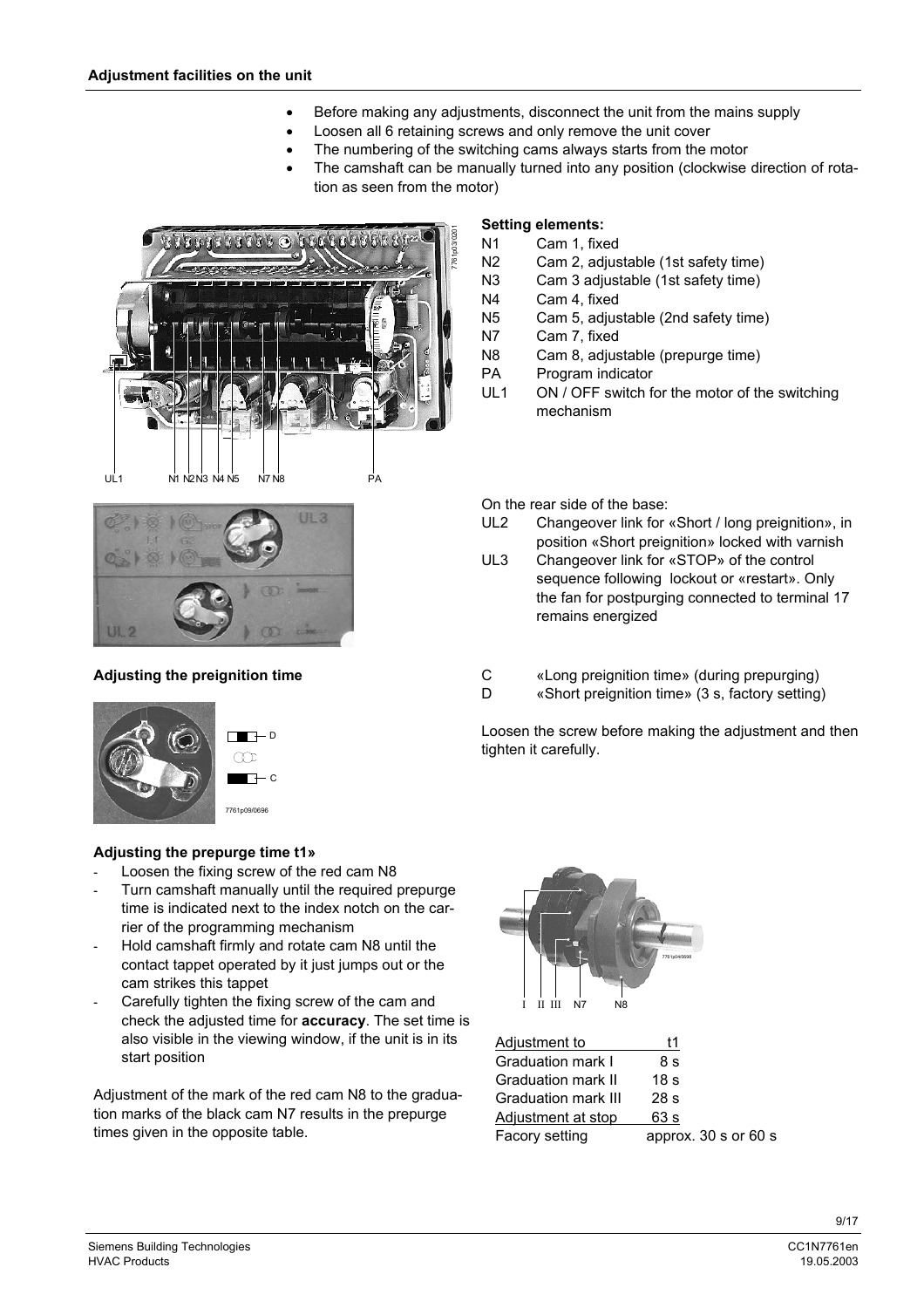## Adjustment facilities on the unit

- Before making any adjustments, disconnect the unit from the mains supply
- Loosen all 6 retaining screws and only remove the unit cover
- The numbering of the switching cams always starts from the motor
- The camshaft can be manually turned into any position (clockwise direction of rotation as seen from the motor)

UL1 N1 N2 N3 N4 N5 N7 N8 PA

**Setting elements:**

| | |
|---|---|
| N1 | Cam 1, fixed |
| N2 | Cam 2, adjustable (1st safety time) |
| N3 | Cam 3 adjustable (1st safety time) |
| N4 | Cam 4, fixed |
| N5 | Cam 5, adjustable (2nd safety time) |
| N7 | Cam 7, fixed |
| N8 | Cam 8, adjustable (prepurge time) |
| PA | Program indicator |
| UL1 | ON / OFF switch for the motor of the switching mechanism |

On the rear side of the base:

| | |
|---|---|
| UL2 | Changeover link for «Short / long preignition», in position «Short preignition» locked with varnish |
| UL3 | Changeover link for «STOP» of the control sequence following lockout or «restart». Only the fan for postpurging connected to terminal 17 remains energized |

### Adjusting the preignition time

D

C

| | |
|---|---|
| C | «Long preignition time» (during prepurging) |
| D | «Short preignition time» (3 s, factory setting) |

Loosen the screw before making the adjustment and then tighten it carefully.

### Adjusting the prepurge time t1»

- Loosen the fixing screw of the red cam N8
- Turn camshaft manually until the required prepurge time is indicated next to the index notch on the carrier of the programming mechanism
- Hold camshaft firmly and rotate cam N8 until the contact tappet operated by it just jumps out or the cam strikes this tappet
- Carefully tighten the fixing screw of the cam and check the adjusted time for **accuracy**. The set time is also visible in the viewing window, if the unit is in its start position

Adjustment of the mark of the red cam N8 to the graduation marks of the black cam N7 results in the prepurge times given in the opposite table.

I II III N7 N8

| Adjustment to | t1 |
|---|---|
| Graduation mark I | 8 s |
| Graduation mark II | 18 s |
| Graduation mark III | 28 s |
| Adjustment at stop | 63 s |
| Facory setting | approx. 30 s or 60 s |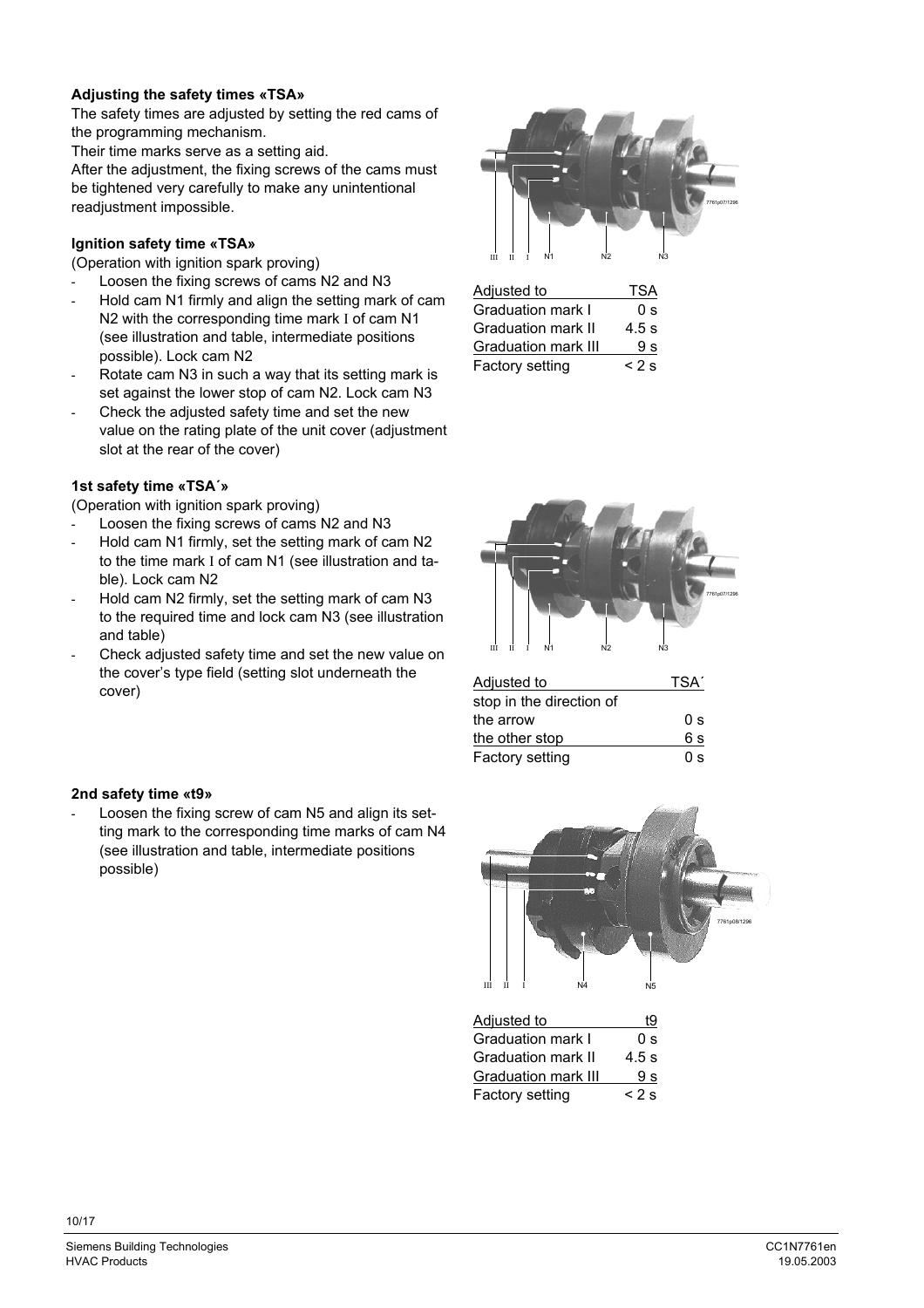### Adjusting the safety times «TSA»

The safety times are adjusted by setting the red cams of the programming mechanism.

Their time marks serve as a setting aid.

After the adjustment, the fixing screws of the cams must be tightened very carefully to make any unintentional readjustment impossible.

### Ignition safety time «TSA»

(Operation with ignition spark proving)

- Loosen the fixing screws of cams N2 and N3
- Hold cam N1 firmly and align the setting mark of cam N2 with the corresponding time mark I of cam N1 (see illustration and table, intermediate positions possible). Lock cam N2
- Rotate cam N3 in such a way that its setting mark is set against the lower stop of cam N2. Lock cam N3
- Check the adjusted safety time and set the new value on the rating plate of the unit cover (adjustment slot at the rear of the cover)

| Adjusted to | TSA |
|---|---|
| Graduation mark I | 0 s |
| Graduation mark II | 4.5 s |
| Graduation mark III | 9 s |
| Factory setting | < 2 s |

### 1st safety time «TSA´»

(Operation with ignition spark proving)

- Loosen the fixing screws of cams N2 and N3
- Hold cam N1 firmly, set the setting mark of cam N2 to the time mark I of cam N1 (see illustration and table). Lock cam N2
- Hold cam N2 firmly, set the setting mark of cam N3 to the required time and lock cam N3 (see illustration and table)
- Check adjusted safety time and set the new value on the cover's type field (setting slot underneath the cover)

| Adjusted to | TSA´ |
|---|---|
| stop in the direction of | |
| the arrow | 0 s |
| the other stop | 6 s |
| Factory setting | 0 s |

### 2nd safety time «t9»

- Loosen the fixing screw of cam N5 and align its setting mark to the corresponding time marks of cam N4 (see illustration and table, intermediate positions possible)

| Adjusted to | t9 |
|---|---|
| Graduation mark I | 0 s |
| Graduation mark II | 4.5 s |
| Graduation mark III | 9 s |
| Factory setting | < 2 s |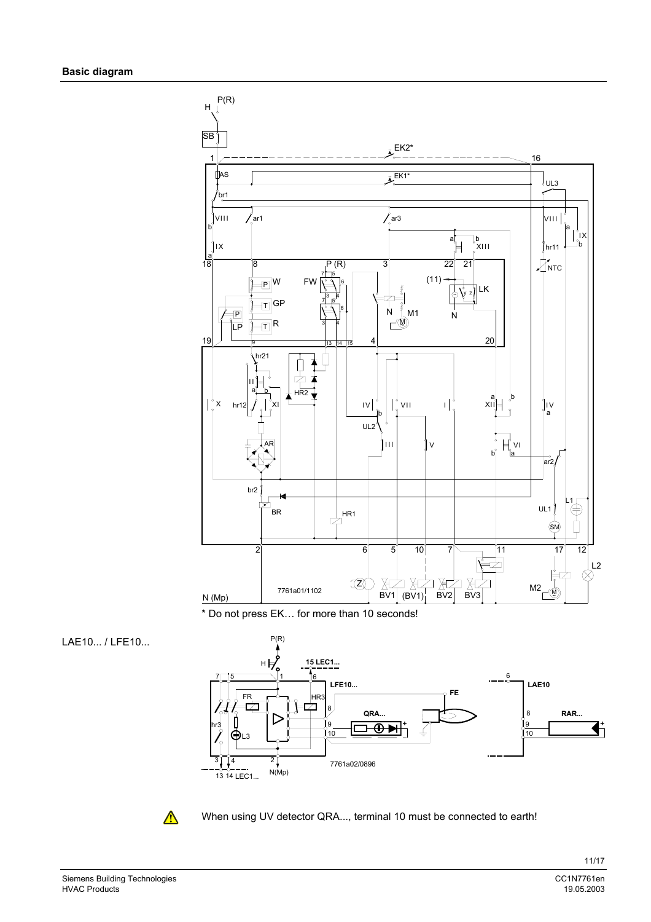## Basic diagram

\* Do not press EK… for more than 10 seconds!

LAE10... / LFE10...

When using UV detector QRA..., terminal 10 must be connected to earth!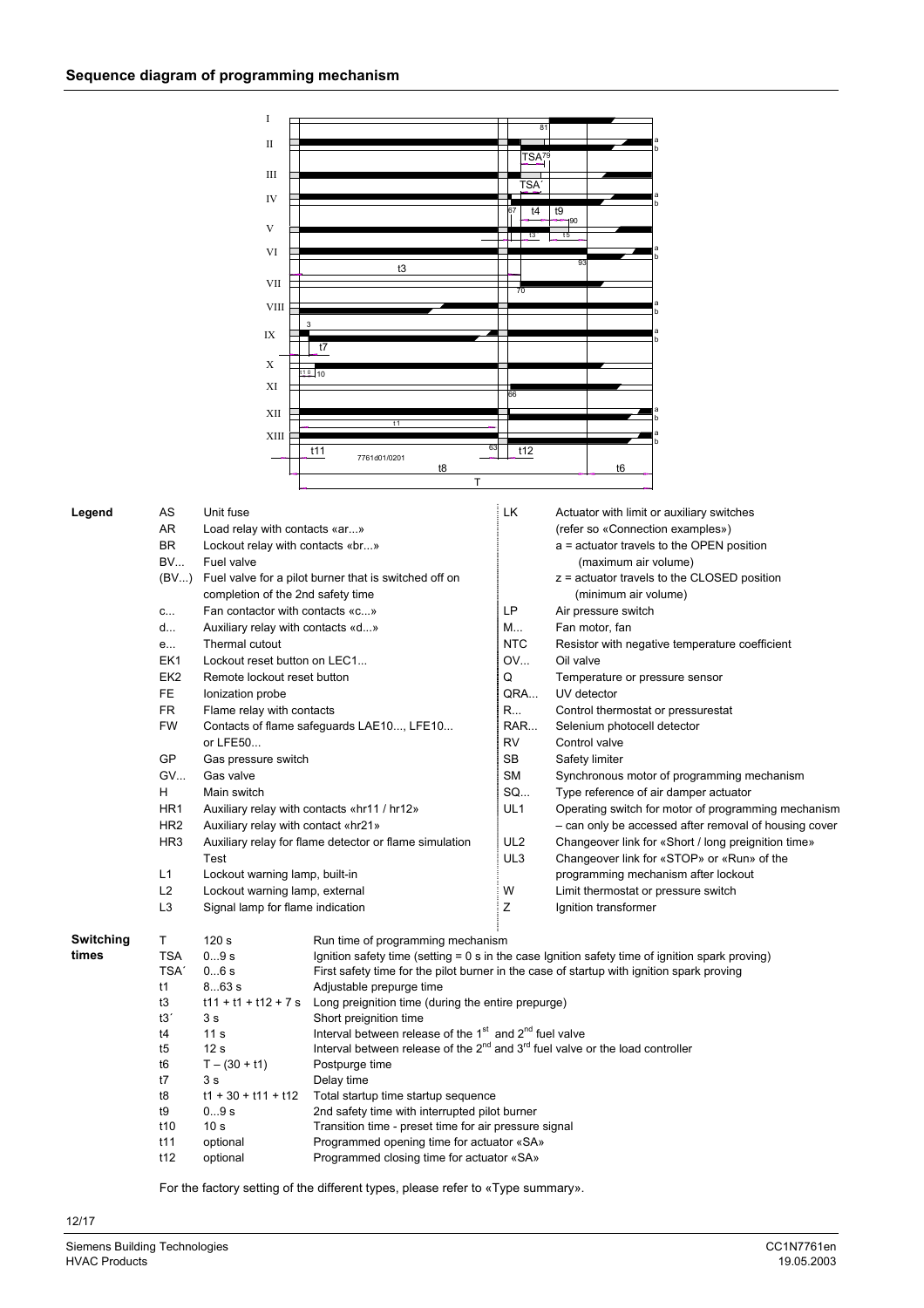## Sequence diagram of programming mechanism

| Legend | | | |
|---|---|---|---|
| AS | Unit fuse | LK | Actuator with limit or auxiliary switches (refer so «Connection examples») |
| AR | Load relay with contacts «ar...» | | a = actuator travels to the OPEN position (maximum air volume) |
| BR | Lockout relay with contacts «br...» | | z = actuator travels to the CLOSED position (minimum air volume) |
| BV... | Fuel valve | LP | Air pressure switch |
| (BV...) | Fuel valve for a pilot burner that is switched off on completion of the 2nd safety time | M... | Fan motor, fan |
| c... | Fan contactor with contacts «c...» | NTC | Resistor with negative temperature coefficient |
| d... | Auxiliary relay with contacts «d...» | OV... | Oil valve |
| e... | Thermal cutout | Q | Temperature or pressure sensor |
| EK1 | Lockout reset button on LEC1... | QRA... | UV detector |
| EK2 | Remote lockout reset button | R... | Control thermostat or pressurestat |
| FE | Ionization probe | RAR... | Selenium photocell detector |
| FR | Flame relay with contacts | RV | Control valve |
| FW | Contacts of flame safeguards LAE10..., LFE10... or LFE50... | SB | Safety limiter |
| GP | Gas pressure switch | SM | Synchronous motor of programming mechanism |
| GV... | Gas valve | SQ... | Type reference of air damper actuator |
| H | Main switch | UL1 | Operating switch for motor of programming mechanism – can only be accessed after removal of housing cover |
| HR1 | Auxiliary relay with contacts «hr11 / hr12» | UL2 | Changeover link for «Short / long preignition time» |
| HR2 | Auxiliary relay with contact «hr21» | UL3 | Changeover link for «STOP» or «Run» of the programming mechanism after lockout |
| HR3 | Auxiliary relay for flame detector or flame simulation Test | W | Limit thermostat or pressure switch |
| L1 | Lockout warning lamp, built-in | Z | Ignition transformer |
| L2 | Lockout warning lamp, external | | |
| L3 | Signal lamp for flame indication | | |

**Switching times**

| | | |
|---|---|---|
| T | 120 s | Run time of programming mechanism |
| TSA | 0...9 s | Ignition safety time (setting = 0 s in the case Ignition safety time of ignition spark proving) |
| TSA´ | 0...6 s | First safety time for the pilot burner in the case of startup with ignition spark proving |
| t1 | 8...63 s | Adjustable prepurge time |
| t3 | t11 + t1 + t12 + 7 s | Long preignition time (during the entire prepurge) |
| t3´ | 3 s | Short preignition time |
| t4 | 11 s | Interval between release of the 1st and 2nd fuel valve |
| t5 | 12 s | Interval between release of the 2nd and 3rd fuel valve or the load controller |
| t6 | T – (30 + t1) | Postpurge time |
| t7 | 3 s | Delay time |
| t8 | t1 + 30 + t11 + t12 | Total startup time startup sequence |
| t9 | 0...9 s | 2nd safety time with interrupted pilot burner |
| t10 | 10 s | Transition time - preset time for air pressure signal |
| t11 | optional | Programmed opening time for actuator «SA» |
| t12 | optional | Programmed closing time for actuator «SA» |

For the factory setting of the different types, please refer to «Type summary».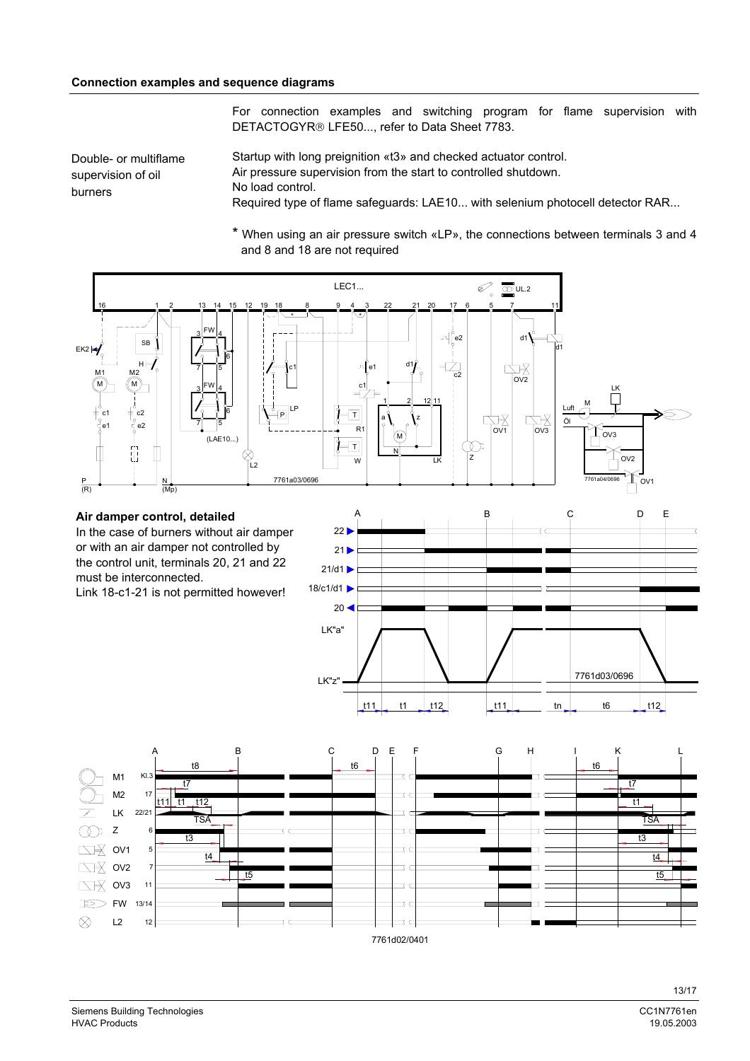## Connection examples and sequence diagrams

For connection examples and switching program for flame supervision with DETACTOGYR® LFE50..., refer to Data Sheet 7783.

**Double- or multiflame supervision of oil burners**

Startup with long preignition «t3» and checked actuator control.
Air pressure supervision from the start to controlled shutdown.
No load control.
Required type of flame safeguards: LAE10... with selenium photocell detector RAR...

\* When using an air pressure switch «LP», the connections between terminals 3 and 4 and 8 and 18 are not required

7761a03/0696

7761a04/0696

**Air damper control, detailed**

In the case of burners without air damper or with an air damper not controlled by the control unit, terminals 20, 21 and 22 must be interconnected.
Link 18-c1-21 is not permitted however!

7761d03/0696

7761d02/0401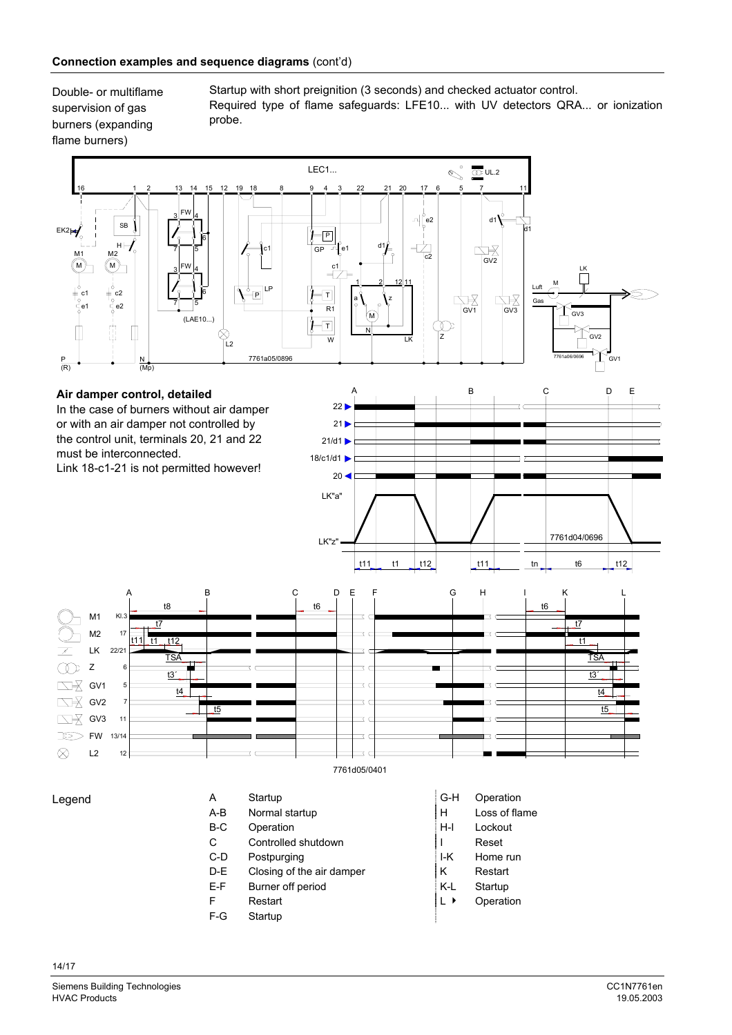**Connection examples and sequence diagrams** (cont'd)

Double- or multiflame supervision of gas burners (expanding flame burners)

Startup with short preignition (3 seconds) and checked actuator control.
Required type of flame safeguards: LFE10... with UV detectors QRA... or ionization probe.

7761a05/0896

7761a06/0696

### Air damper control, detailed

In the case of burners without air damper or with an air damper not controlled by the control unit, terminals 20, 21 and 22 must be interconnected.
Link 18-c1-21 is not permitted however!

7761d04/0696

7761d05/0401

Legend

| | |
|---|---|
| A | Startup |
| A-B | Normal startup |
| B-C | Operation |
| C | Controlled shutdown |
| C-D | Postpurging |
| D-E | Closing of the air damper |
| E-F | Burner off period |
| F | Restart |
| F-G | Startup |
| G-H | Operation |
| H | Loss of flame |
| H-I | Lockout |
| I | Reset |
| I-K | Home run |
| K | Restart |
| K-L | Startup |
| L ▸ | Operation |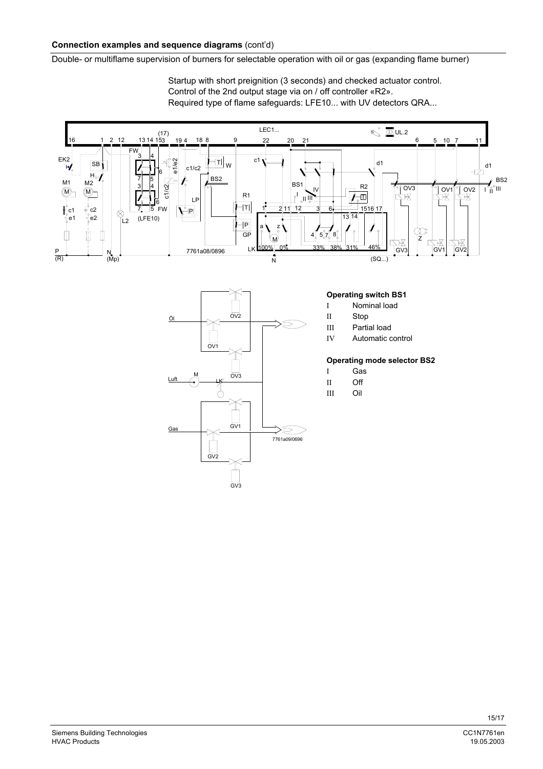**Connection examples and sequence diagrams** (cont'd)

Double- or multiflame supervision of burners for selectable operation with oil or gas (expanding flame burner)

Startup with short preignition (3 seconds) and checked actuator control.
Control of the 2nd output stage via on / off controller «R2».
Required type of flame safeguards: LFE10... with UV detectors QRA...

**Operating switch BS1**

- I Nominal load
- II Stop
- III Partial load
- IV Automatic control

**Operating mode selector BS2**

- I Gas
- II Off
- III Oil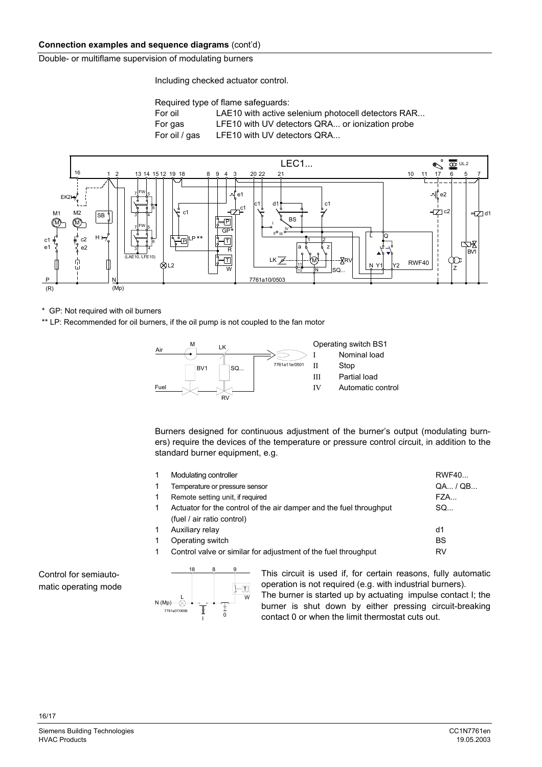**Connection examples and sequence diagrams** (cont'd)

Double- or multiflame supervision of modulating burners

Including checked actuator control.

Required type of flame safeguards:

| | |
|---|---|
| For oil | LAE10 with active selenium photocell detectors RAR... |
| For gas | LFE10 with UV detectors QRA... or ionization probe |
| For oil / gas | LFE10 with UV detectors QRA... |

\* GP: Not required with oil burners

\*\* LP: Recommended for oil burners, if the oil pump is not coupled to the fan motor

Operating switch BS1

| | |
|---|---|
| I | Nominal load |
| II | Stop |
| III | Partial load |
| IV | Automatic control |

Burners designed for continuous adjustment of the burner's output (modulating burners) require the devices of the temperature or pressure control circuit, in addition to the standard burner equipment, e.g.

| | | |
|---|---|---|
| 1 | Modulating controller | RWF40... |
| 1 | Temperature or pressure sensor | QA... / QB... |
| 1 | Remote setting unit, if required | FZA... |
| 1 | Actuator for the control of the air damper and the fuel throughput (fuel / air ratio control) | SQ... |
| 1 | Auxiliary relay | d1 |
| 1 | Operating switch | BS |
| 1 | Control valve or similar for adjustment of the fuel throughput | RV |

Control for semiautomatic operating mode

This circuit is used if, for certain reasons, fully automatic operation is not required (e.g. with industrial burners).
The burner is started up by actuating impulse contact I; the burner is shut down by either pressing circuit-breaking contact 0 or when the limit thermostat cuts out.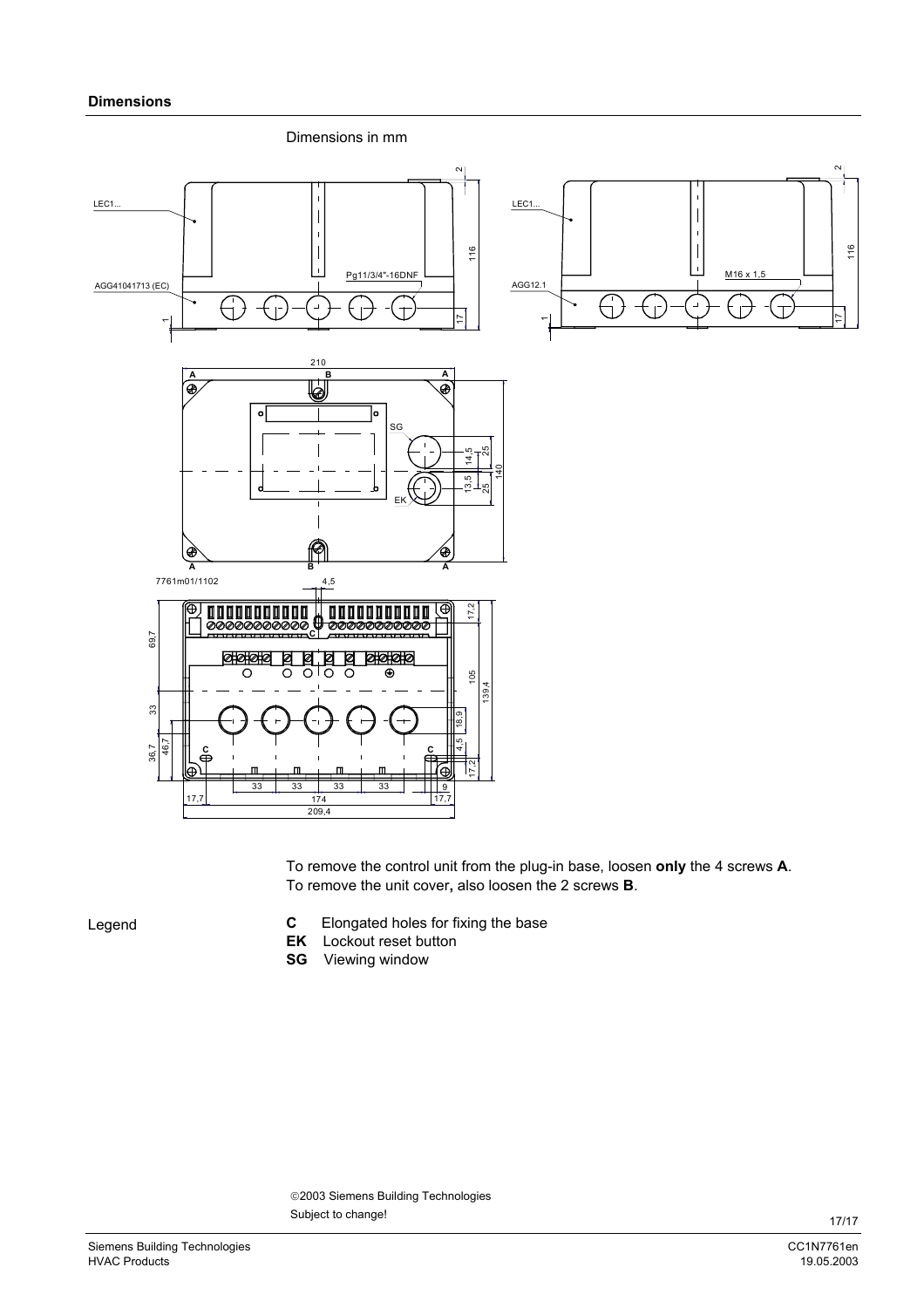## Dimensions

Dimensions in mm

LEC1...

AGG41041713 (EC)

Pg11/3/4"-16DNF

LEC1...

AGG12.1

M16 x 1,5

SG

EK

7761m01/1102

To remove the control unit from the plug-in base, loosen **only** the 4 screws **A**.
To remove the unit cover**,** also loosen the 2 screws **B**.

Legend

- **C** Elongated holes for fixing the base
- **EK** Lockout reset button
- **SG** Viewing window

©2003 Siemens Building Technologies
Subject to change!